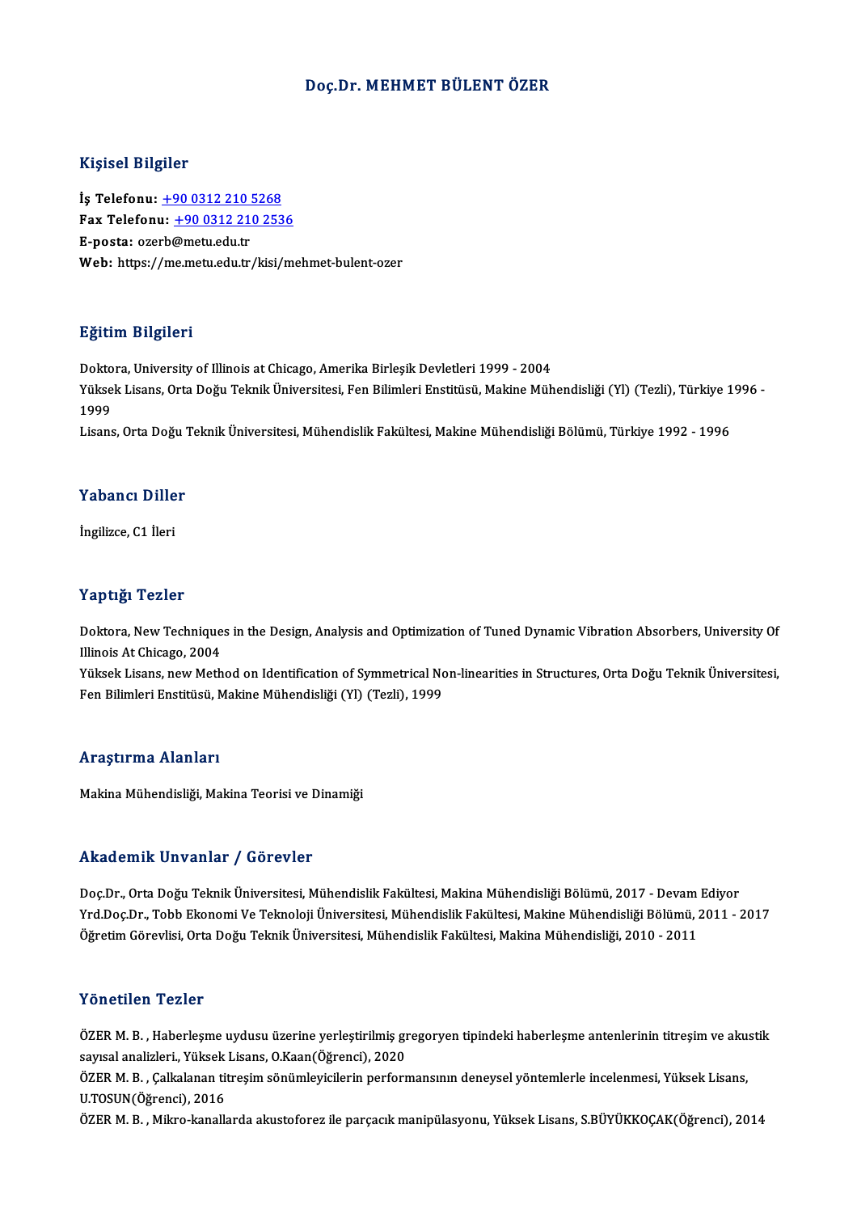# Doç.Dr. MEHMET BÜLENT ÖZER

## Kişisel Bilgiler

**İş Telefonu:** +90 0312 210 5268
**Fax Telefonu:** +90 0312 210 2536
**E-posta:** ozerb@metu.edu.tr
**Web:** https://me.metu.edu.tr/kisi/mehmet-bulent-ozer

## Eğitim Bilgileri

Doktora, University of Illinois at Chicago, Amerika Birleşik Devletleri 1999 - 2004
Yüksek Lisans, Orta Doğu Teknik Üniversitesi, Fen Bilimleri Enstitüsü, Makine Mühendisliği (Yl) (Tezli), Türkiye 1996 - 1999
Lisans, Orta Doğu Teknik Üniversitesi, Mühendislik Fakültesi, Makine Mühendisliği Bölümü, Türkiye 1992 - 1996

## Yabancı Diller

İngilizce, C1 İleri

## Yaptığı Tezler

Doktora, New Techniques in the Design, Analysis and Optimization of Tuned Dynamic Vibration Absorbers, University Of Illinois At Chicago, 2004
Yüksek Lisans, new Method on Identification of Symmetrical Non-linearities in Structures, Orta Doğu Teknik Üniversitesi, Fen Bilimleri Enstitüsü, Makine Mühendisliği (Yl) (Tezli), 1999

## Araştırma Alanları

Makina Mühendisliği, Makina Teorisi ve Dinamiği

## Akademik Unvanlar / Görevler

Doç.Dr., Orta Doğu Teknik Üniversitesi, Mühendislik Fakültesi, Makina Mühendisliği Bölümü, 2017 - Devam Ediyor
Yrd.Doç.Dr., Tobb Ekonomi Ve Teknoloji Üniversitesi, Mühendislik Fakültesi, Makine Mühendisliği Bölümü, 2011 - 2017
Öğretim Görevlisi, Orta Doğu Teknik Üniversitesi, Mühendislik Fakültesi, Makina Mühendisliği, 2010 - 2011

## Yönetilen Tezler

ÖZER M. B. , Haberleşme uydusu üzerine yerleştirilmiş gregoryen tipindeki haberleşme antenlerinin titreşim ve akustik sayısal analizleri., Yüksek Lisans, O.Kaan(Öğrenci), 2020
ÖZER M. B. , Çalkalanan titreşim sönümleyicilerin performansının deneysel yöntemlerle incelenmesi, Yüksek Lisans, U.TOSUN(Öğrenci), 2016
ÖZER M. B. , Mikro-kanallarda akustoforez ile parçacık manipülasyonu, Yüksek Lisans, S.BÜYÜKKOÇAK(Öğrenci), 2014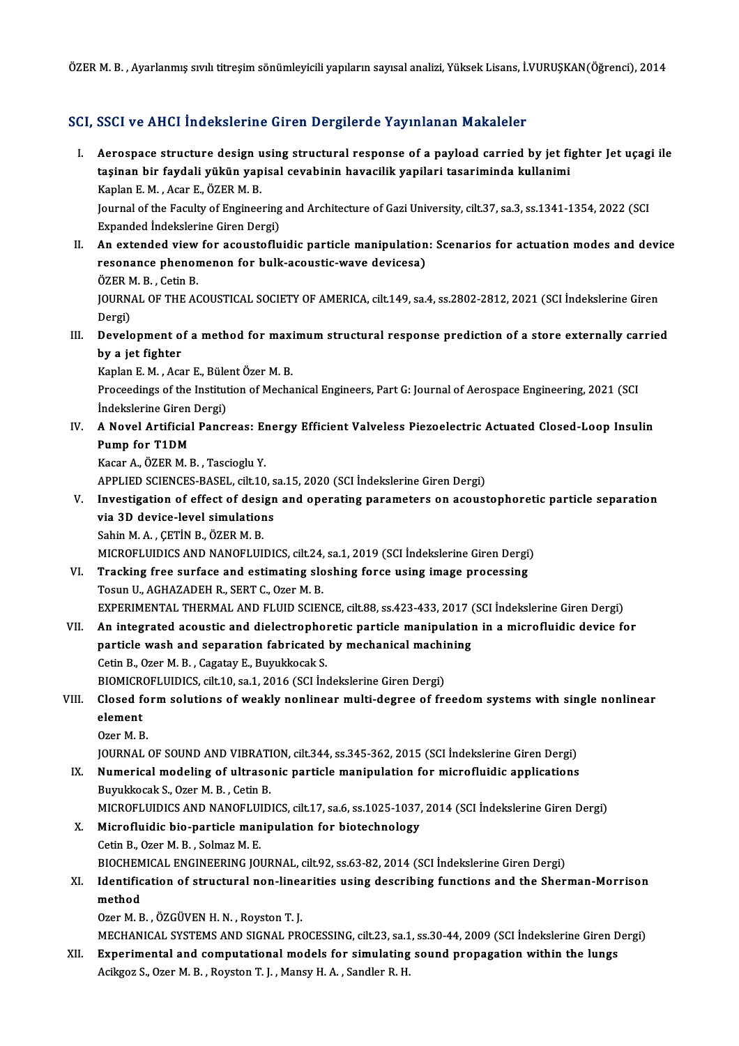ÖZER M. B. , Ayarlanmış sıvılı titreşim sönümleyicili yapıların sayısal analizi, Yüksek Lisans, İ.VURUŞKAN(Öğrenci), 2014

## SCI, SSCI ve AHCI İndekslerine Giren Dergilerde Yayınlanan Makaleler

I. **Aerospace structure design using structural response of a payload carried by jet fighter Jet uçagi ile taşinan bir faydali yükün yapisal cevabinin havacilik yapilari tasariminda kullanimi**
Kaplan E. M. , Acar E., ÖZER M. B.
Journal of the Faculty of Engineering and Architecture of Gazi University, cilt.37, sa.3, ss.1341-1354, 2022 (SCI Expanded İndekslerine Giren Dergi)

II. **An extended view for acoustofluidic particle manipulation: Scenarios for actuation modes and device resonance phenomenon for bulk-acoustic-wave devicesa)**
ÖZER M. B. , Cetin B.
JOURNAL OF THE ACOUSTICAL SOCIETY OF AMERICA, cilt.149, sa.4, ss.2802-2812, 2021 (SCI İndekslerine Giren Dergi)

III. **Development of a method for maximum structural response prediction of a store externally carried by a jet fighter**
Kaplan E. M. , Acar E., Bülent Özer M. B.
Proceedings of the Institution of Mechanical Engineers, Part G: Journal of Aerospace Engineering, 2021 (SCI İndekslerine Giren Dergi)

IV. **A Novel Artificial Pancreas: Energy Efficient Valveless Piezoelectric Actuated Closed-Loop Insulin Pump for T1DM**
Kacar A., ÖZER M. B. , Tascioglu Y.
APPLIED SCIENCES-BASEL, cilt.10, sa.15, 2020 (SCI İndekslerine Giren Dergi)

V. **Investigation of effect of design and operating parameters on acoustophoretic particle separation via 3D device-level simulations**
Sahin M. A. , ÇETİN B., ÖZER M. B.
MICROFLUIDICS AND NANOFLUIDICS, cilt.24, sa.1, 2019 (SCI İndekslerine Giren Dergi)

VI. **Tracking free surface and estimating sloshing force using image processing**
Tosun U., AGHAZADEH R., SERT C., Ozer M. B.
EXPERIMENTAL THERMAL AND FLUID SCIENCE, cilt.88, ss.423-433, 2017 (SCI İndekslerine Giren Dergi)

VII. **An integrated acoustic and dielectrophoretic particle manipulation in a microfluidic device for particle wash and separation fabricated by mechanical machining**
Cetin B., Ozer M. B. , Cagatay E., Buyukkocak S.
BIOMICROFLUIDICS, cilt.10, sa.1, 2016 (SCI İndekslerine Giren Dergi)

VIII. **Closed form solutions of weakly nonlinear multi-degree of freedom systems with single nonlinear element**
Ozer M. B.
JOURNAL OF SOUND AND VIBRATION, cilt.344, ss.345-362, 2015 (SCI İndekslerine Giren Dergi)

IX. **Numerical modeling of ultrasonic particle manipulation for microfluidic applications**
Buyukkocak S., Ozer M. B. , Cetin B.
MICROFLUIDICS AND NANOFLUIDICS, cilt.17, sa.6, ss.1025-1037, 2014 (SCI İndekslerine Giren Dergi)

X. **Microfluidic bio-particle manipulation for biotechnology**
Cetin B., Ozer M. B. , Solmaz M. E.
BIOCHEMICAL ENGINEERING JOURNAL, cilt.92, ss.63-82, 2014 (SCI İndekslerine Giren Dergi)

XI. **Identification of structural non-linearities using describing functions and the Sherman-Morrison method**
Ozer M. B. , ÖZGÜVEN H. N. , Royston T. J.
MECHANICAL SYSTEMS AND SIGNAL PROCESSING, cilt.23, sa.1, ss.30-44, 2009 (SCI İndekslerine Giren Dergi)

XII. **Experimental and computational models for simulating sound propagation within the lungs**
Acikgoz S., Ozer M. B. , Royston T. J. , Mansy H. A. , Sandler R. H.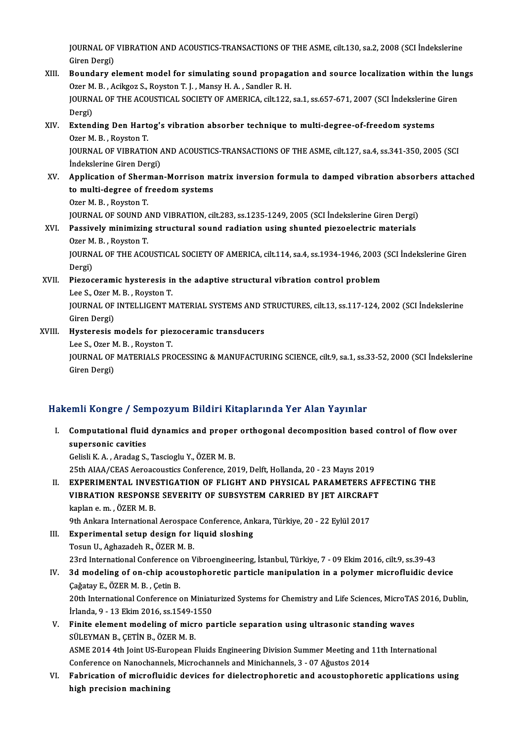JOURNAL OF VIBRATION AND ACOUSTICS-TRANSACTIONS OF THE ASME, cilt.130, sa.2, 2008 (SCI İndekslerine Giren Dergi)

XIII. **Boundary element model for simulating sound propagation and source localization within the lungs**
Ozer M. B. , Acikgoz S., Royston T. J. , Mansy H. A. , Sandler R. H.
JOURNAL OF THE ACOUSTICAL SOCIETY OF AMERICA, cilt.122, sa.1, ss.657-671, 2007 (SCI İndekslerine Giren Dergi)

XIV. **Extending Den Hartog's vibration absorber technique to multi-degree-of-freedom systems**
Ozer M. B. , Royston T.
JOURNAL OF VIBRATION AND ACOUSTICS-TRANSACTIONS OF THE ASME, cilt.127, sa.4, ss.341-350, 2005 (SCI İndekslerine Giren Dergi)

XV. **Application of Sherman-Morrison matrix inversion formula to damped vibration absorbers attached to multi-degree of freedom systems**
Ozer M. B. , Royston T.
JOURNAL OF SOUND AND VIBRATION, cilt.283, ss.1235-1249, 2005 (SCI İndekslerine Giren Dergi)

XVI. **Passively minimizing structural sound radiation using shunted piezoelectric materials**
Ozer M. B. , Royston T.
JOURNAL OF THE ACOUSTICAL SOCIETY OF AMERICA, cilt.114, sa.4, ss.1934-1946, 2003 (SCI İndekslerine Giren Dergi)

XVII. **Piezoceramic hysteresis in the adaptive structural vibration control problem**
Lee S., Ozer M. B. , Royston T.
JOURNAL OF INTELLIGENT MATERIAL SYSTEMS AND STRUCTURES, cilt.13, ss.117-124, 2002 (SCI İndekslerine Giren Dergi)

XVIII. **Hysteresis models for piezoceramic transducers**
Lee S., Ozer M. B. , Royston T.
JOURNAL OF MATERIALS PROCESSING & MANUFACTURING SCIENCE, cilt.9, sa.1, ss.33-52, 2000 (SCI İndekslerine Giren Dergi)

## Hakemli Kongre / Sempozyum Bildiri Kitaplarında Yer Alan Yayınlar

I. **Computational fluid dynamics and proper orthogonal decomposition based control of flow over supersonic cavities**
Gelisli K. A. , Aradag S., Tascioglu Y., ÖZER M. B.
25th AIAA/CEAS Aeroacoustics Conference, 2019, Delft, Hollanda, 20 - 23 Mayıs 2019

II. **EXPERIMENTAL INVESTIGATION OF FLIGHT AND PHYSICAL PARAMETERS AFFECTING THE VIBRATION RESPONSE SEVERITY OF SUBSYSTEM CARRIED BY JET AIRCRAFT**
kaplan e. m. , ÖZER M. B.
9th Ankara International Aerospace Conference, Ankara, Türkiye, 20 - 22 Eylül 2017

III. **Experimental setup design for liquid sloshing**
Tosun U., Aghazadeh R., ÖZER M. B.
23rd International Conference on Vibroengineering, İstanbul, Türkiye, 7 - 09 Ekim 2016, cilt.9, ss.39-43

IV. **3d modeling of on-chip acoustophoretic particle manipulation in a polymer microfluidic device**
Çağatay E., ÖZER M. B. , Çetin B.
20th International Conference on Miniaturized Systems for Chemistry and Life Sciences, MicroTAS 2016, Dublin, İrlanda, 9 - 13 Ekim 2016, ss.1549-1550

V. **Finite element modeling of micro particle separation using ultrasonic standing waves**
SÜLEYMAN B., ÇETİN B., ÖZER M. B.
ASME 2014 4th Joint US-European Fluids Engineering Division Summer Meeting and 11th International Conference on Nanochannels, Microchannels and Minichannels, 3 - 07 Ağustos 2014

VI. **Fabrication of microfluidic devices for dielectrophoretic and acoustophoretic applications using high precision machining**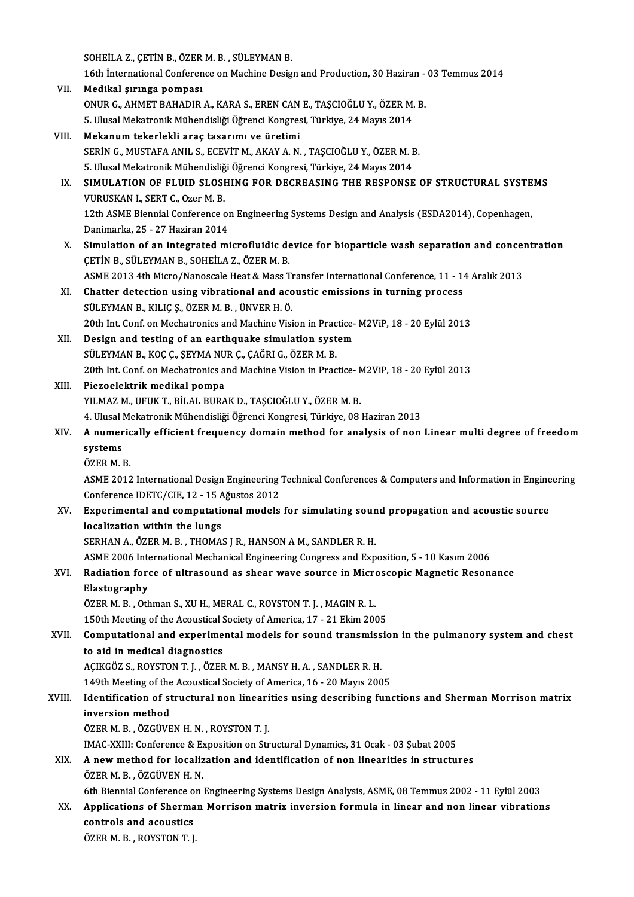SOHEİLA Z., ÇETİN B., ÖZER M. B. , SÜLEYMAN B.
16th İnternational Conference on Machine Design and Production, 30 Haziran - 03 Temmuz 2014

VII. **Medikal şırınga pompası**
ONUR G., AHMET BAHADIR A., KARA S., EREN CAN E., TAŞCIOĞLU Y., ÖZER M. B.
5. Ulusal Mekatronik Mühendisliği Öğrenci Kongresi, Türkiye, 24 Mayıs 2014

VIII. **Mekanum tekerlekli araç tasarımı ve üretimi**
SERİN G., MUSTAFA ANIL S., ECEVİT M., AKAY A. N. , TAŞCIOĞLU Y., ÖZER M. B.
5. Ulusal Mekatronik Mühendisliği Öğrenci Kongresi, Türkiye, 24 Mayıs 2014

IX. **SIMULATION OF FLUID SLOSHING FOR DECREASING THE RESPONSE OF STRUCTURAL SYSTEMS**
VURUSKAN I., SERT C., Ozer M. B.
12th ASME Biennial Conference on Engineering Systems Design and Analysis (ESDA2014), Copenhagen, Danimarka, 25 - 27 Haziran 2014

X. **Simulation of an integrated microfluidic device for bioparticle wash separation and concentration**
ÇETİN B., SÜLEYMAN B., SOHEİLA Z., ÖZER M. B.
ASME 2013 4th Micro/Nanoscale Heat & Mass Transfer International Conference, 11 - 14 Aralık 2013

XI. **Chatter detection using vibrational and acoustic emissions in turning process**
SÜLEYMAN B., KILIÇ Ş., ÖZER M. B. , ÜNVER H. Ö.
20th Int. Conf. on Mechatronics and Machine Vision in Practice- M2ViP, 18 - 20 Eylül 2013

XII. **Design and testing of an earthquake simulation system**
SÜLEYMAN B., KOÇ Ç., ŞEYMA NUR Ç., ÇAĞRI G., ÖZER M. B.
20th Int. Conf. on Mechatronics and Machine Vision in Practice- M2ViP, 18 - 20 Eylül 2013

XIII. **Piezoelektrik medikal pompa**
YILMAZ M., UFUK T., BİLAL BURAK D., TAŞCIOĞLU Y., ÖZER M. B.
4. Ulusal Mekatronik Mühendisliği Öğrenci Kongresi, Türkiye, 08 Haziran 2013

XIV. **A numerically efficient frequency domain method for analysis of non Linear multi degree of freedom systems**
ÖZER M. B.
ASME 2012 International Design Engineering Technical Conferences & Computers and Information in Engineering Conference IDETC/CIE, 12 - 15 Ağustos 2012

XV. **Experimental and computational models for simulating sound propagation and acoustic source localization within the lungs**
SERHAN A., ÖZER M. B. , THOMAS J R., HANSON A M., SANDLER R. H.
ASME 2006 International Mechanical Engineering Congress and Exposition, 5 - 10 Kasım 2006

XVI. **Radiation force of ultrasound as shear wave source in Microscopic Magnetic Resonance Elastography**
ÖZER M. B. , Othman S., XU H., MERAL C., ROYSTON T. J. , MAGIN R. L.
150th Meeting of the Acoustical Society of America, 17 - 21 Ekim 2005

XVII. **Computational and experimental models for sound transmission in the pulmanory system and chest to aid in medical diagnostics**
AÇIKGÖZ S., ROYSTON T. J. , ÖZER M. B. , MANSY H. A. , SANDLER R. H.
149th Meeting of the Acoustical Society of America, 16 - 20 Mayıs 2005

XVIII. **Identification of structural non linearities using describing functions and Sherman Morrison matrix inversion method**
ÖZER M. B. , ÖZGÜVEN H. N. , ROYSTON T. J.
IMAC-XXIII: Conference & Exposition on Structural Dynamics, 31 Ocak - 03 Şubat 2005

XIX. **A new method for localization and identification of non linearities in structures**
ÖZER M. B. , ÖZGÜVEN H. N.
6th Biennial Conference on Engineering Systems Design Analysis, ASME, 08 Temmuz 2002 - 11 Eylül 2003

XX. **Applications of Sherman Morrison matrix inversion formula in linear and non linear vibrations controls and acoustics**
ÖZER M. B. , ROYSTON T. J.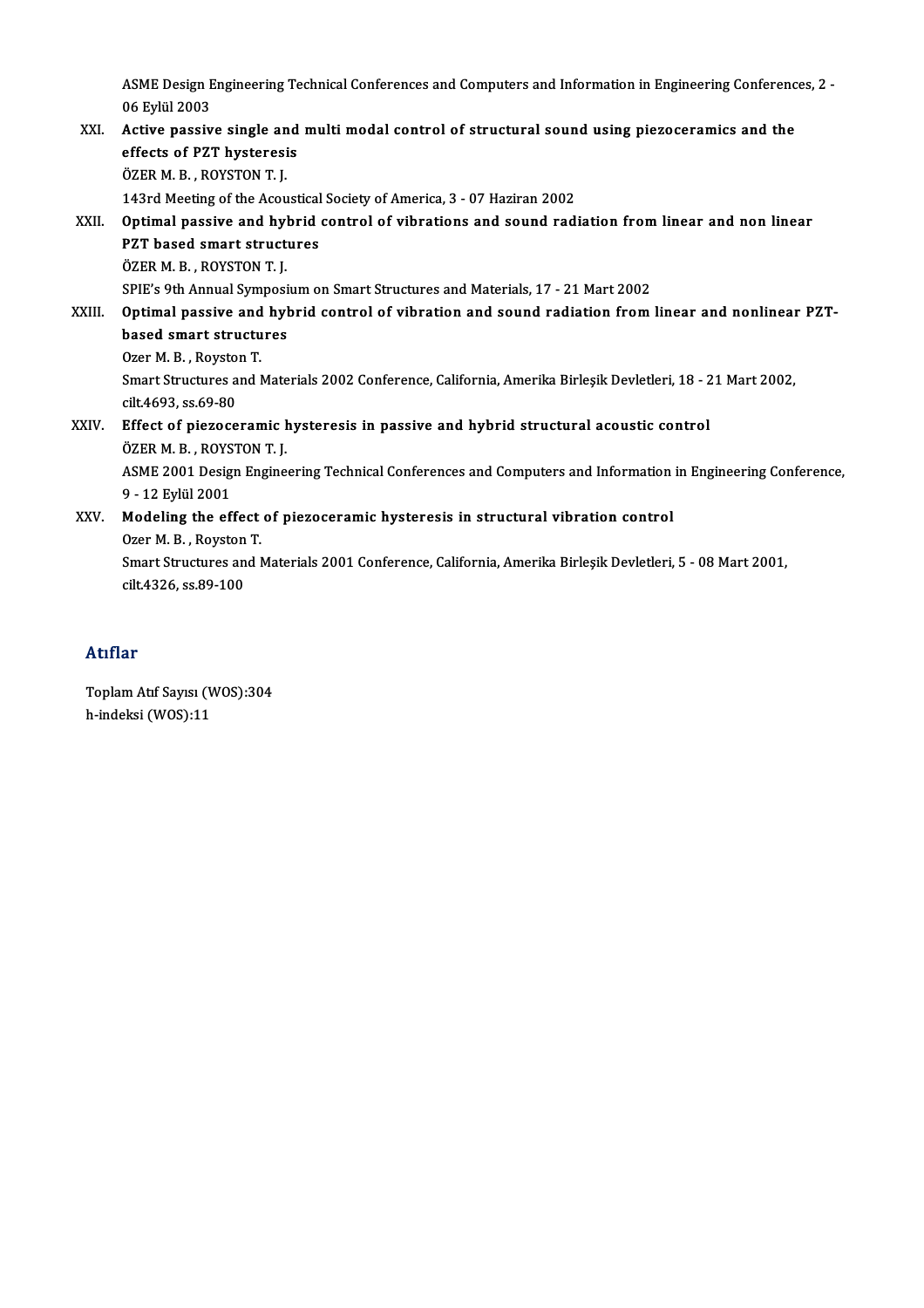ASME Design Engineering Technical Conferences and Computers and Information in Engineering Conferences, 2 - 06 Eylül 2003

XXI. **Active passive single and multi modal control of structural sound using piezoceramics and the effects of PZT hysteresis**
ÖZER M. B. , ROYSTON T. J.
143rd Meeting of the Acoustical Society of America, 3 - 07 Haziran 2002

XXII. **Optimal passive and hybrid control of vibrations and sound radiation from linear and non linear PZT based smart structures**
ÖZER M. B. , ROYSTON T. J.
SPIE's 9th Annual Symposium on Smart Structures and Materials, 17 - 21 Mart 2002

XXIII. **Optimal passive and hybrid control of vibration and sound radiation from linear and nonlinear PZT-based smart structures**
Ozer M. B. , Royston T.
Smart Structures and Materials 2002 Conference, California, Amerika Birleşik Devletleri, 18 - 21 Mart 2002, cilt.4693, ss.69-80

XXIV. **Effect of piezoceramic hysteresis in passive and hybrid structural acoustic control**
ÖZER M. B. , ROYSTON T. J.
ASME 2001 Design Engineering Technical Conferences and Computers and Information in Engineering Conference, 9 - 12 Eylül 2001

XXV. **Modeling the effect of piezoceramic hysteresis in structural vibration control**
Ozer M. B. , Royston T.
Smart Structures and Materials 2001 Conference, California, Amerika Birleşik Devletleri, 5 - 08 Mart 2001, cilt.4326, ss.89-100

## Atıflar

Toplam Atıf Sayısı (WOS):304
h-indeksi (WOS):11